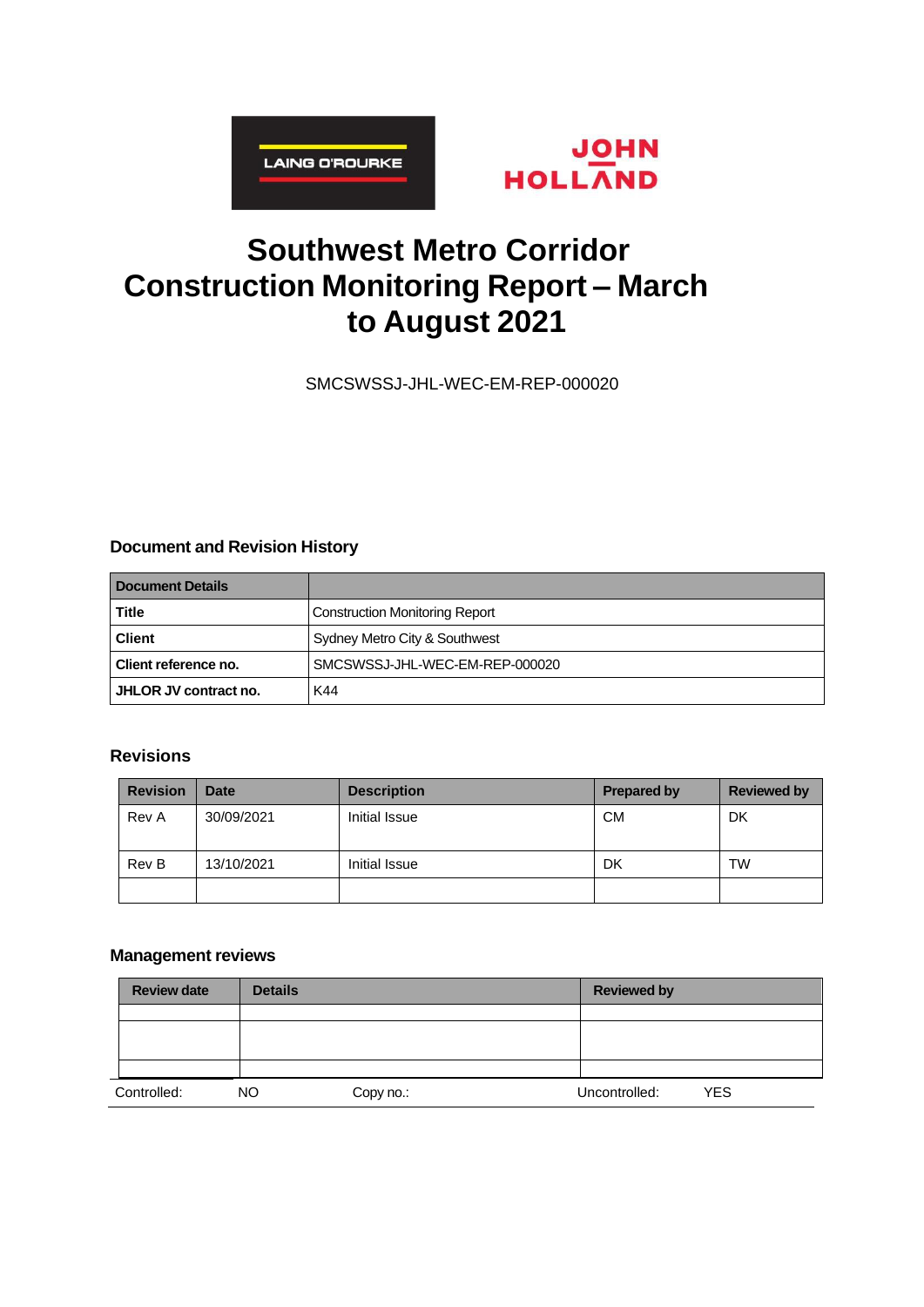LAING O'ROURKE

JOHN HOLLAND

# Southwest Metro Corridor Construction Monitoring Report – March to August 2021

SMCSWSSJ-JHL-WEC-EM-REP-000020

### Document and Revision History

| Document Details | |
|---|---|
| **Title** | Construction Monitoring Report |
| **Client** | Sydney Metro City & Southwest |
| **Client reference no.** | SMCSWSSJ-JHL-WEC-EM-REP-000020 |
| **JHLOR JV contract no.** | K44 |

### Revisions

| Revision | Date | Description | Prepared by | Reviewed by |
|---|---|---|---|---|
| Rev A | 30/09/2021 | Initial Issue | CM | DK |
| Rev B | 13/10/2021 | Initial Issue | DK | TW |
| | | | | |

### Management reviews

| Review date | Details | Reviewed by |
|---|---|---|
| | | |
| | | |
| | | |

| Controlled: | NO | Copy no.: | Uncontrolled: | YES |
|---|---|---|---|---|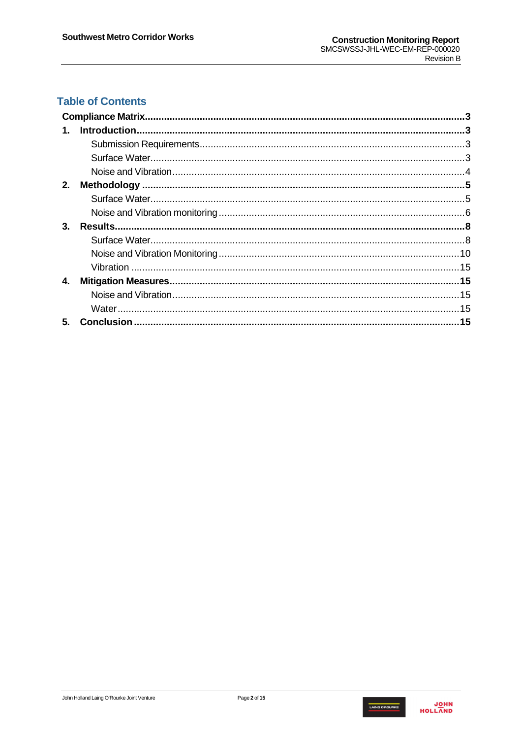## Table of Contents

| | | |
|---|---|---|
| **Compliance Matrix** | | **3** |
| **1.** | **Introduction** | **3** |
| | Submission Requirements | 3 |
| | Surface Water | 3 |
| | Noise and Vibration | 4 |
| **2.** | **Methodology** | **5** |
| | Surface Water | 5 |
| | Noise and Vibration monitoring | 6 |
| **3.** | **Results** | **8** |
| | Surface Water | 8 |
| | Noise and Vibration Monitoring | 10 |
| | Vibration | 15 |
| **4.** | **Mitigation Measures** | **15** |
| | Noise and Vibration | 15 |
| | Water | 15 |
| **5.** | **Conclusion** | **15** |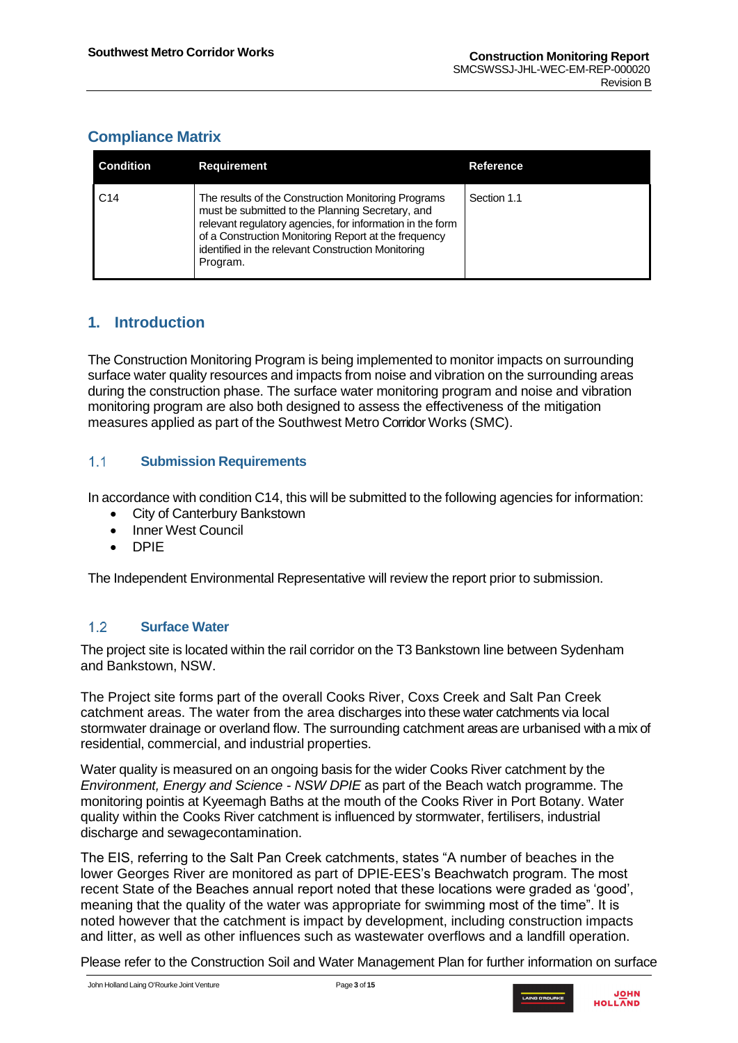## Compliance Matrix

| Condition | Requirement | Reference |
|---|---|---|
| C14 | The results of the Construction Monitoring Programs must be submitted to the Planning Secretary, and relevant regulatory agencies, for information in the form of a Construction Monitoring Report at the frequency identified in the relevant Construction Monitoring Program. | Section 1.1 |

# 1. Introduction

The Construction Monitoring Program is being implemented to monitor impacts on surrounding surface water quality resources and impacts from noise and vibration on the surrounding areas during the construction phase. The surface water monitoring program and noise and vibration monitoring program are also both designed to assess the effectiveness of the mitigation measures applied as part of the Southwest Metro Corridor Works (SMC).

## 1.1 Submission Requirements

In accordance with condition C14, this will be submitted to the following agencies for information:

- City of Canterbury Bankstown
- Inner West Council
- DPIE

The Independent Environmental Representative will review the report prior to submission.

## 1.2 Surface Water

The project site is located within the rail corridor on the T3 Bankstown line between Sydenham and Bankstown, NSW.

The Project site forms part of the overall Cooks River, Coxs Creek and Salt Pan Creek catchment areas. The water from the area discharges into these water catchments via local stormwater drainage or overland flow. The surrounding catchment areas are urbanised with a mix of residential, commercial, and industrial properties.

Water quality is measured on an ongoing basis for the wider Cooks River catchment by the *Environment, Energy and Science - NSW DPIE* as part of the Beach watch programme. The monitoring pointis at Kyeemagh Baths at the mouth of the Cooks River in Port Botany. Water quality within the Cooks River catchment is influenced by stormwater, fertilisers, industrial discharge and sewagecontamination.

The EIS, referring to the Salt Pan Creek catchments, states "A number of beaches in the lower Georges River are monitored as part of DPIE-EES's Beachwatch program. The most recent State of the Beaches annual report noted that these locations were graded as 'good', meaning that the quality of the water was appropriate for swimming most of the time". It is noted however that the catchment is impact by development, including construction impacts and litter, as well as other influences such as wastewater overflows and a landfill operation.

Please refer to the Construction Soil and Water Management Plan for further information on surface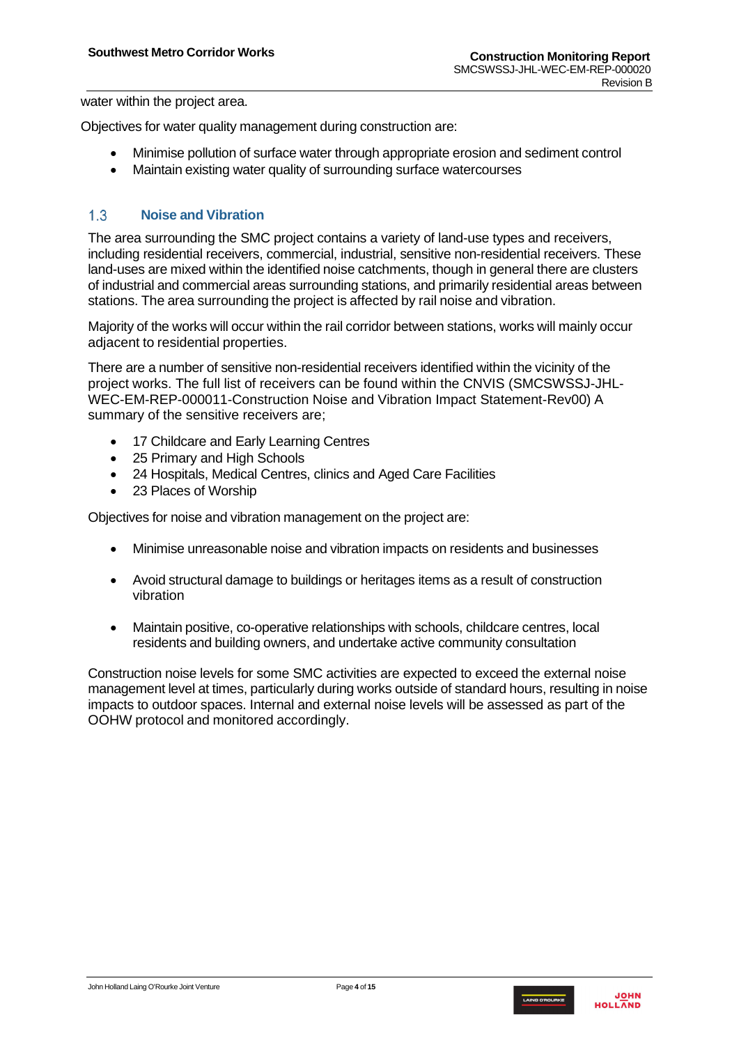water within the project area.

Objectives for water quality management during construction are:

- Minimise pollution of surface water through appropriate erosion and sediment control
- Maintain existing water quality of surrounding surface watercourses

## 1.3 Noise and Vibration

The area surrounding the SMC project contains a variety of land-use types and receivers, including residential receivers, commercial, industrial, sensitive non-residential receivers. These land-uses are mixed within the identified noise catchments, though in general there are clusters of industrial and commercial areas surrounding stations, and primarily residential areas between stations. The area surrounding the project is affected by rail noise and vibration.

Majority of the works will occur within the rail corridor between stations, works will mainly occur adjacent to residential properties.

There are a number of sensitive non-residential receivers identified within the vicinity of the project works. The full list of receivers can be found within the CNVIS (SMCSWSSJ-JHL-WEC-EM-REP-000011-Construction Noise and Vibration Impact Statement-Rev00) A summary of the sensitive receivers are;

- 17 Childcare and Early Learning Centres
- 25 Primary and High Schools
- 24 Hospitals, Medical Centres, clinics and Aged Care Facilities
- 23 Places of Worship

Objectives for noise and vibration management on the project are:

- Minimise unreasonable noise and vibration impacts on residents and businesses
- Avoid structural damage to buildings or heritages items as a result of construction vibration
- Maintain positive, co-operative relationships with schools, childcare centres, local residents and building owners, and undertake active community consultation

Construction noise levels for some SMC activities are expected to exceed the external noise management level at times, particularly during works outside of standard hours, resulting in noise impacts to outdoor spaces. Internal and external noise levels will be assessed as part of the OOHW protocol and monitored accordingly.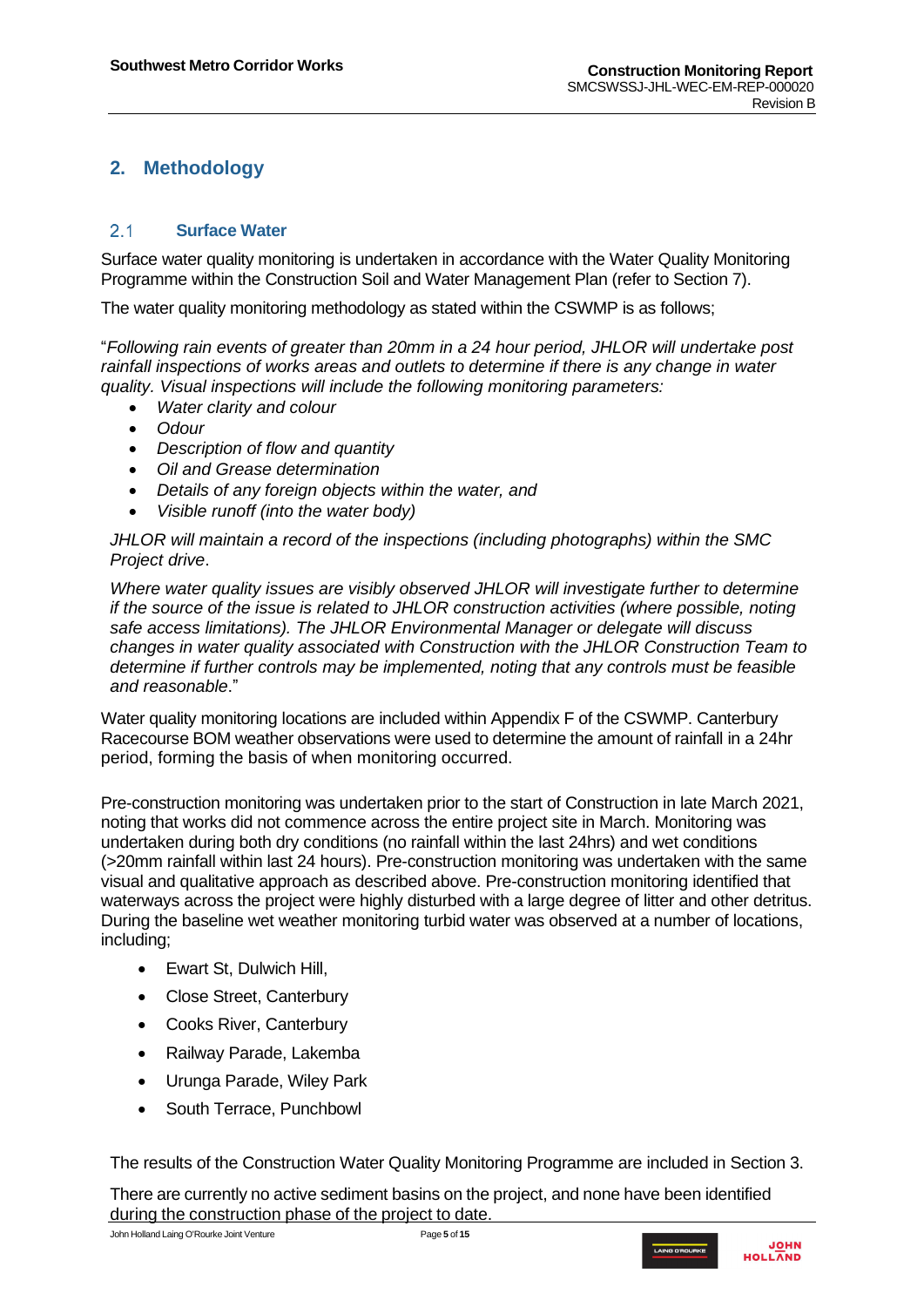## 2. Methodology

### 2.1 Surface Water

Surface water quality monitoring is undertaken in accordance with the Water Quality Monitoring Programme within the Construction Soil and Water Management Plan (refer to Section 7).

The water quality monitoring methodology as stated within the CSWMP is as follows;

"*Following rain events of greater than 20mm in a 24 hour period, JHLOR will undertake post rainfall inspections of works areas and outlets to determine if there is any change in water quality. Visual inspections will include the following monitoring parameters:*

- *Water clarity and colour*
- *Odour*
- *Description of flow and quantity*
- *Oil and Grease determination*
- *Details of any foreign objects within the water, and*
- *Visible runoff (into the water body)*

*JHLOR will maintain a record of the inspections (including photographs) within the SMC Project drive*.

*Where water quality issues are visibly observed JHLOR will investigate further to determine if the source of the issue is related to JHLOR construction activities (where possible, noting safe access limitations). The JHLOR Environmental Manager or delegate will discuss changes in water quality associated with Construction with the JHLOR Construction Team to determine if further controls may be implemented, noting that any controls must be feasible and reasonable*."

Water quality monitoring locations are included within Appendix F of the CSWMP. Canterbury Racecourse BOM weather observations were used to determine the amount of rainfall in a 24hr period, forming the basis of when monitoring occurred.

Pre-construction monitoring was undertaken prior to the start of Construction in late March 2021, noting that works did not commence across the entire project site in March. Monitoring was undertaken during both dry conditions (no rainfall within the last 24hrs) and wet conditions (>20mm rainfall within last 24 hours). Pre-construction monitoring was undertaken with the same visual and qualitative approach as described above. Pre-construction monitoring identified that waterways across the project were highly disturbed with a large degree of litter and other detritus. During the baseline wet weather monitoring turbid water was observed at a number of locations, including;

- Ewart St, Dulwich Hill,
- Close Street, Canterbury
- Cooks River, Canterbury
- Railway Parade, Lakemba
- Urunga Parade, Wiley Park
- South Terrace, Punchbowl

The results of the Construction Water Quality Monitoring Programme are included in Section 3.

There are currently no active sediment basins on the project, and none have been identified during the construction phase of the project to date.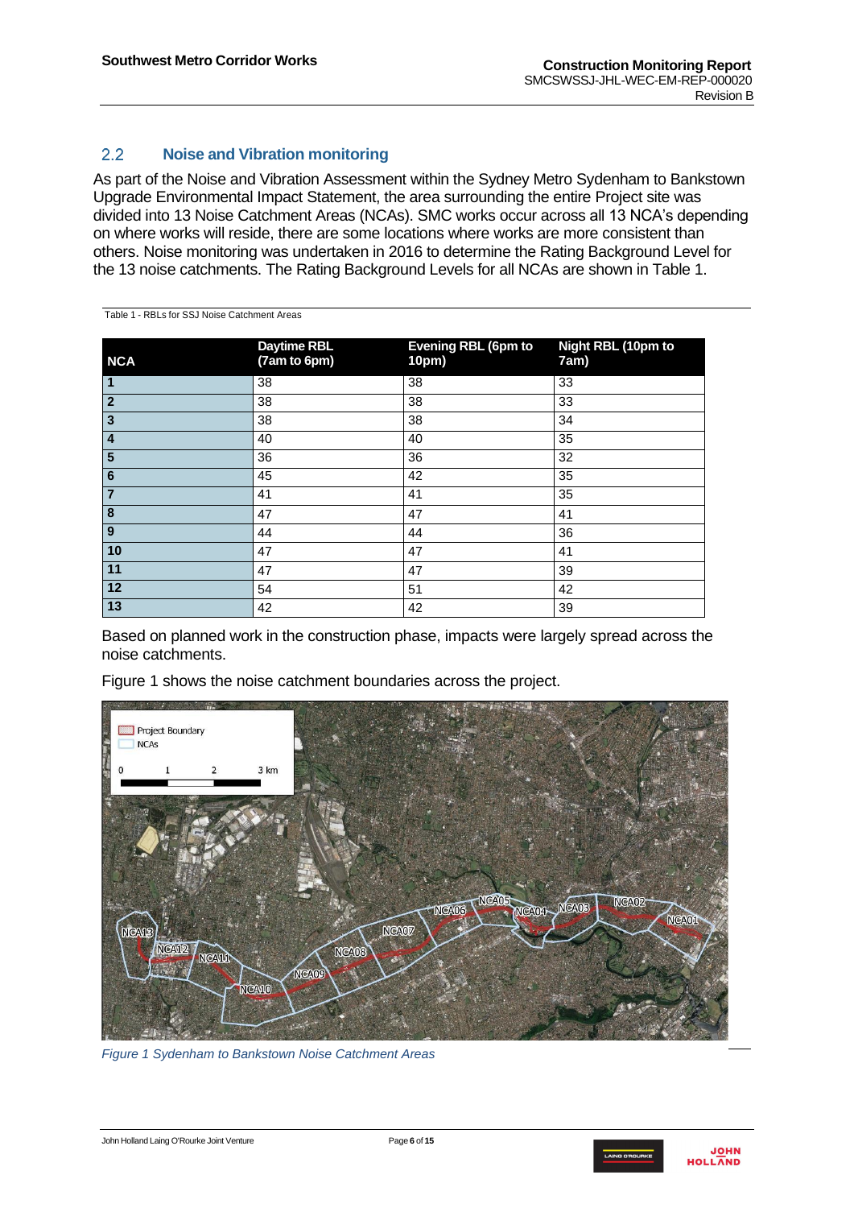## 2.2 Noise and Vibration monitoring

As part of the Noise and Vibration Assessment within the Sydney Metro Sydenham to Bankstown Upgrade Environmental Impact Statement, the area surrounding the entire Project site was divided into 13 Noise Catchment Areas (NCAs). SMC works occur across all 13 NCA's depending on where works will reside, there are some locations where works are more consistent than others. Noise monitoring was undertaken in 2016 to determine the Rating Background Level for the 13 noise catchments. The Rating Background Levels for all NCAs are shown in Table 1.

Table 1 - RBLs for SSJ Noise Catchment Areas

| NCA | Daytime RBL (7am to 6pm) | Evening RBL (6pm to 10pm) | Night RBL (10pm to 7am) |
|---|---|---|---|
| 1 | 38 | 38 | 33 |
| 2 | 38 | 38 | 33 |
| 3 | 38 | 38 | 34 |
| 4 | 40 | 40 | 35 |
| 5 | 36 | 36 | 32 |
| 6 | 45 | 42 | 35 |
| 7 | 41 | 41 | 35 |
| 8 | 47 | 47 | 41 |
| 9 | 44 | 44 | 36 |
| 10 | 47 | 47 | 41 |
| 11 | 47 | 47 | 39 |
| 12 | 54 | 51 | 42 |
| 13 | 42 | 42 | 39 |

Based on planned work in the construction phase, impacts were largely spread across the noise catchments.

Figure 1 shows the noise catchment boundaries across the project.

*Figure 1 Sydenham to Bankstown Noise Catchment Areas*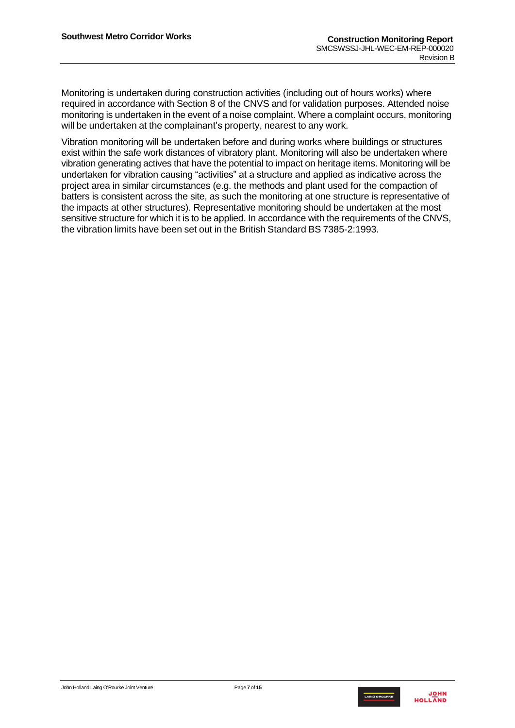Monitoring is undertaken during construction activities (including out of hours works) where required in accordance with Section 8 of the CNVS and for validation purposes. Attended noise monitoring is undertaken in the event of a noise complaint. Where a complaint occurs, monitoring will be undertaken at the complainant's property, nearest to any work.

Vibration monitoring will be undertaken before and during works where buildings or structures exist within the safe work distances of vibratory plant. Monitoring will also be undertaken where vibration generating actives that have the potential to impact on heritage items. Monitoring will be undertaken for vibration causing "activities" at a structure and applied as indicative across the project area in similar circumstances (e.g. the methods and plant used for the compaction of batters is consistent across the site, as such the monitoring at one structure is representative of the impacts at other structures). Representative monitoring should be undertaken at the most sensitive structure for which it is to be applied. In accordance with the requirements of the CNVS, the vibration limits have been set out in the British Standard BS 7385-2:1993.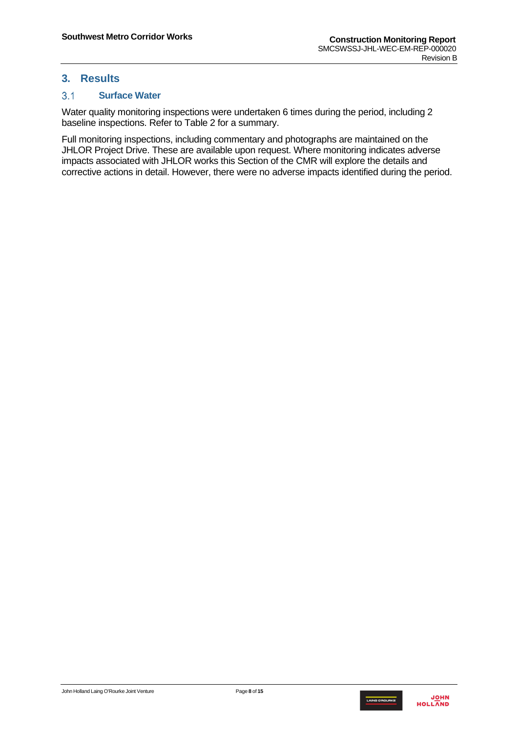# 3. Results

## 3.1 Surface Water

Water quality monitoring inspections were undertaken 6 times during the period, including 2 baseline inspections. Refer to Table 2 for a summary.

Full monitoring inspections, including commentary and photographs are maintained on the JHLOR Project Drive. These are available upon request. Where monitoring indicates adverse impacts associated with JHLOR works this Section of the CMR will explore the details and corrective actions in detail. However, there were no adverse impacts identified during the period.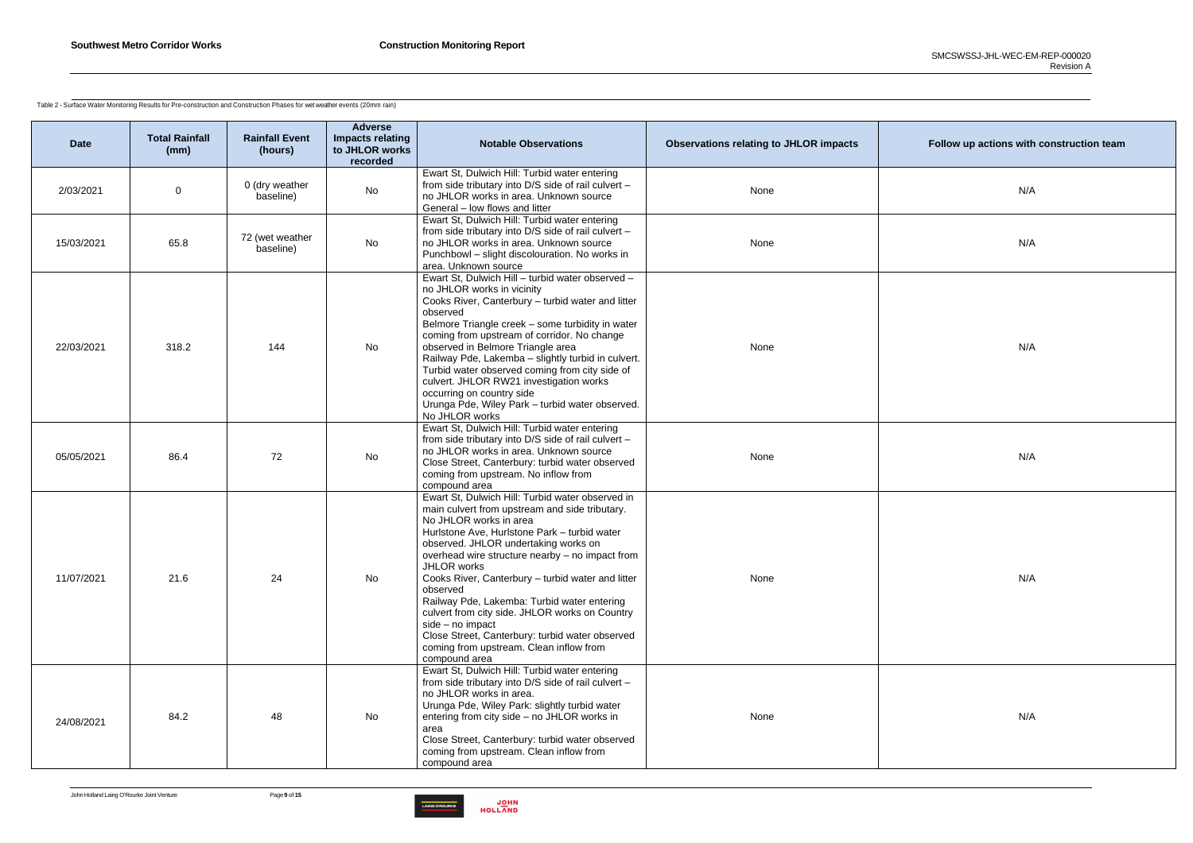Table 2 - Surface Water Monitoring Results for Pre-construction and Construction Phases for wet weather events (20mm rain)

| Date | Total Rainfall (mm) | Rainfall Event (hours) | Adverse Impacts relating to JHLOR works recorded | Notable Observations | Observations relating to JHLOR impacts | Follow up actions with construction team |
|---|---|---|---|---|---|---|
| 2/03/2021 | 0 | 0 (dry weather baseline) | No | Ewart St, Dulwich Hill: Turbid water entering from side tributary into D/S side of rail culvert – no JHLOR works in area. Unknown source<br>General – low flows and litter | None | N/A |
| 15/03/2021 | 65.8 | 72 (wet weather baseline) | No | Ewart St, Dulwich Hill: Turbid water entering from side tributary into D/S side of rail culvert – no JHLOR works in area. Unknown source<br>Punchbowl – slight discolouration. No works in area. Unknown source | None | N/A |
| 22/03/2021 | 318.2 | 144 | No | Ewart St, Dulwich Hill – turbid water observed – no JHLOR works in vicinity<br>Cooks River, Canterbury – turbid water and litter observed<br>Belmore Triangle creek – some turbidity in water coming from upstream of corridor. No change observed in Belmore Triangle area<br>Railway Pde, Lakemba – slightly turbid in culvert. Turbid water observed coming from city side of culvert. JHLOR RW21 investigation works occurring on country side<br>Urunga Pde, Wiley Park – turbid water observed. No JHLOR works | None | N/A |
| 05/05/2021 | 86.4 | 72 | No | Ewart St, Dulwich Hill: Turbid water entering from side tributary into D/S side of rail culvert – no JHLOR works in area. Unknown source<br>Close Street, Canterbury: turbid water observed coming from upstream. No inflow from compound area | None | N/A |
| 11/07/2021 | 21.6 | 24 | No | Ewart St, Dulwich Hill: Turbid water observed in main culvert from upstream and side tributary. No JHLOR works in area<br>Hurlstone Ave, Hurlstone Park – turbid water observed. JHLOR undertaking works on overhead wire structure nearby – no impact from JHLOR works<br>Cooks River, Canterbury – turbid water and litter observed<br>Railway Pde, Lakemba: Turbid water entering culvert from city side. JHLOR works on Country side – no impact<br>Close Street, Canterbury: turbid water observed coming from upstream. Clean inflow from compound area | None | N/A |
| 24/08/2021 | 84.2 | 48 | No | Ewart St, Dulwich Hill: Turbid water entering from side tributary into D/S side of rail culvert – no JHLOR works in area.<br>Urunga Pde, Wiley Park: slightly turbid water entering from city side – no JHLOR works in area<br>Close Street, Canterbury: turbid water observed coming from upstream. Clean inflow from compound area | None | N/A |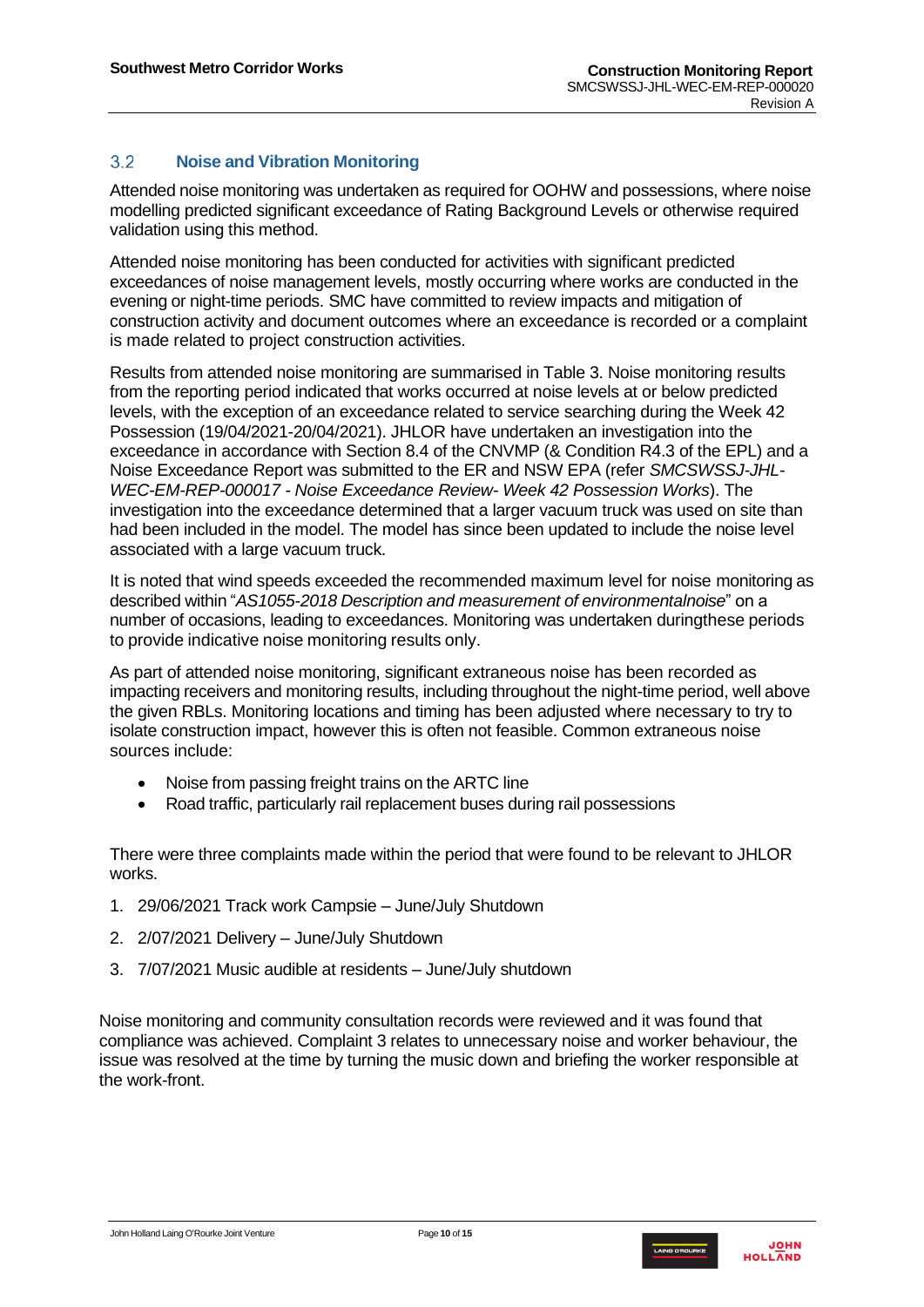## 3.2 Noise and Vibration Monitoring

Attended noise monitoring was undertaken as required for OOHW and possessions, where noise modelling predicted significant exceedance of Rating Background Levels or otherwise required validation using this method.

Attended noise monitoring has been conducted for activities with significant predicted exceedances of noise management levels, mostly occurring where works are conducted in the evening or night-time periods. SMC have committed to review impacts and mitigation of construction activity and document outcomes where an exceedance is recorded or a complaint is made related to project construction activities.

Results from attended noise monitoring are summarised in Table 3. Noise monitoring results from the reporting period indicated that works occurred at noise levels at or below predicted levels, with the exception of an exceedance related to service searching during the Week 42 Possession (19/04/2021-20/04/2021). JHLOR have undertaken an investigation into the exceedance in accordance with Section 8.4 of the CNVMP (& Condition R4.3 of the EPL) and a Noise Exceedance Report was submitted to the ER and NSW EPA (refer *SMCSWSSJ-JHL-WEC-EM-REP-000017 - Noise Exceedance Review- Week 42 Possession Works*). The investigation into the exceedance determined that a larger vacuum truck was used on site than had been included in the model. The model has since been updated to include the noise level associated with a large vacuum truck.

It is noted that wind speeds exceeded the recommended maximum level for noise monitoring as described within "*AS1055-2018 Description and measurement of environmentalnoise*" on a number of occasions, leading to exceedances. Monitoring was undertaken duringthese periods to provide indicative noise monitoring results only.

As part of attended noise monitoring, significant extraneous noise has been recorded as impacting receivers and monitoring results, including throughout the night-time period, well above the given RBLs. Monitoring locations and timing has been adjusted where necessary to try to isolate construction impact, however this is often not feasible. Common extraneous noise sources include:

- Noise from passing freight trains on the ARTC line
- Road traffic, particularly rail replacement buses during rail possessions

There were three complaints made within the period that were found to be relevant to JHLOR works.

1. 29/06/2021 Track work Campsie – June/July Shutdown
2. 2/07/2021 Delivery – June/July Shutdown
3. 7/07/2021 Music audible at residents – June/July shutdown

Noise monitoring and community consultation records were reviewed and it was found that compliance was achieved. Complaint 3 relates to unnecessary noise and worker behaviour, the issue was resolved at the time by turning the music down and briefing the worker responsible at the work-front.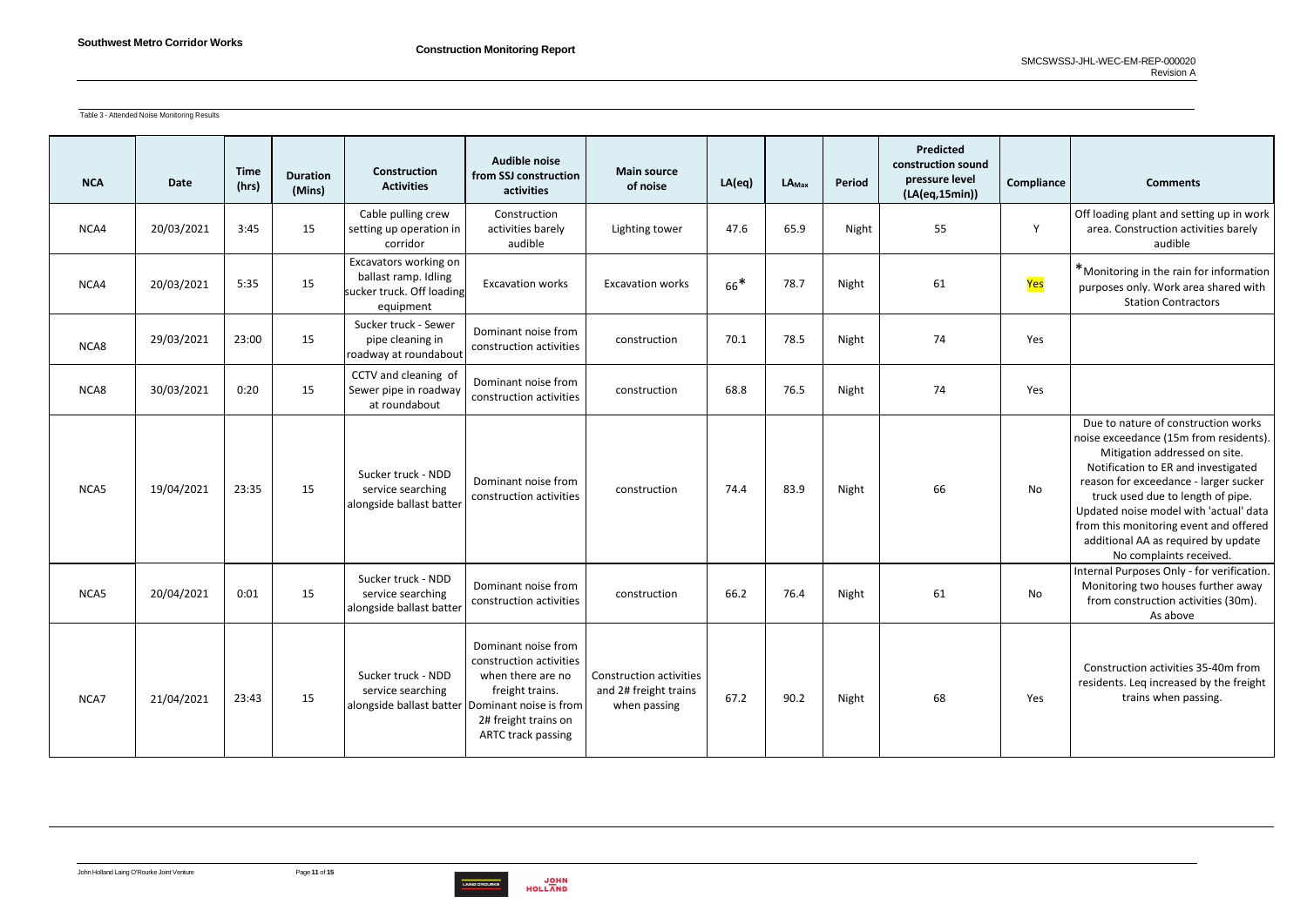Table 3 - Attended Noise Monitoring Results

| NCA | Date | Time (hrs) | Duration (Mins) | Construction Activities | Audible noise from SSJ construction activities | Main source of noise | LA(eq) | $LA_{Max}$ | Period | Predicted construction sound pressure level (LA(eq,15min)) | Compliance | Comments |
|---|---|---|---|---|---|---|---|---|---|---|---|---|
| NCA4 | 20/03/2021 | 3:45 | 15 | Cable pulling crew setting up operation in corridor | Construction activities barely audible | Lighting tower | 47.6 | 65.9 | Night | 55 | Y | Off loading plant and setting up in work area. Construction activities barely audible |
| NCA4 | 20/03/2021 | 5:35 | 15 | Excavators working on ballast ramp. Idling sucker truck. Off loading equipment | Excavation works | Excavation works | 66* | 78.7 | Night | 61 | Yes | *Monitoring in the rain for information purposes only. Work area shared with Station Contractors |
| NCA8 | 29/03/2021 | 23:00 | 15 | Sucker truck - Sewer pipe cleaning in roadway at roundabout | Dominant noise from construction activities | construction | 70.1 | 78.5 | Night | 74 | Yes | |
| NCA8 | 30/03/2021 | 0:20 | 15 | CCTV and cleaning of Sewer pipe in roadway at roundabout | Dominant noise from construction activities | construction | 68.8 | 76.5 | Night | 74 | Yes | |
| NCA5 | 19/04/2021 | 23:35 | 15 | Sucker truck - NDD service searching alongside ballast batter | Dominant noise from construction activities | construction | 74.4 | 83.9 | Night | 66 | No | Due to nature of construction works noise exceedance (15m from residents). Mitigation addressed on site. Notification to ER and investigated reason for exceedance - larger sucker truck used due to length of pipe. Updated noise model with 'actual' data from this monitoring event and offered additional AA as required by update No complaints received. |
| NCA5 | 20/04/2021 | 0:01 | 15 | Sucker truck - NDD service searching alongside ballast batter | Dominant noise from construction activities | construction | 66.2 | 76.4 | Night | 61 | No | Internal Purposes Only - for verification. Monitoring two houses further away from construction activities (30m). As above |
| NCA7 | 21/04/2021 | 23:43 | 15 | Sucker truck - NDD service searching alongside ballast batter | Dominant noise from construction activities when there are no freight trains. Dominant noise is from 2# freight trains on ARTC track passing | Construction activities and 2# freight trains when passing | 67.2 | 90.2 | Night | 68 | Yes | Construction activities 35-40m from residents. Leq increased by the freight trains when passing. |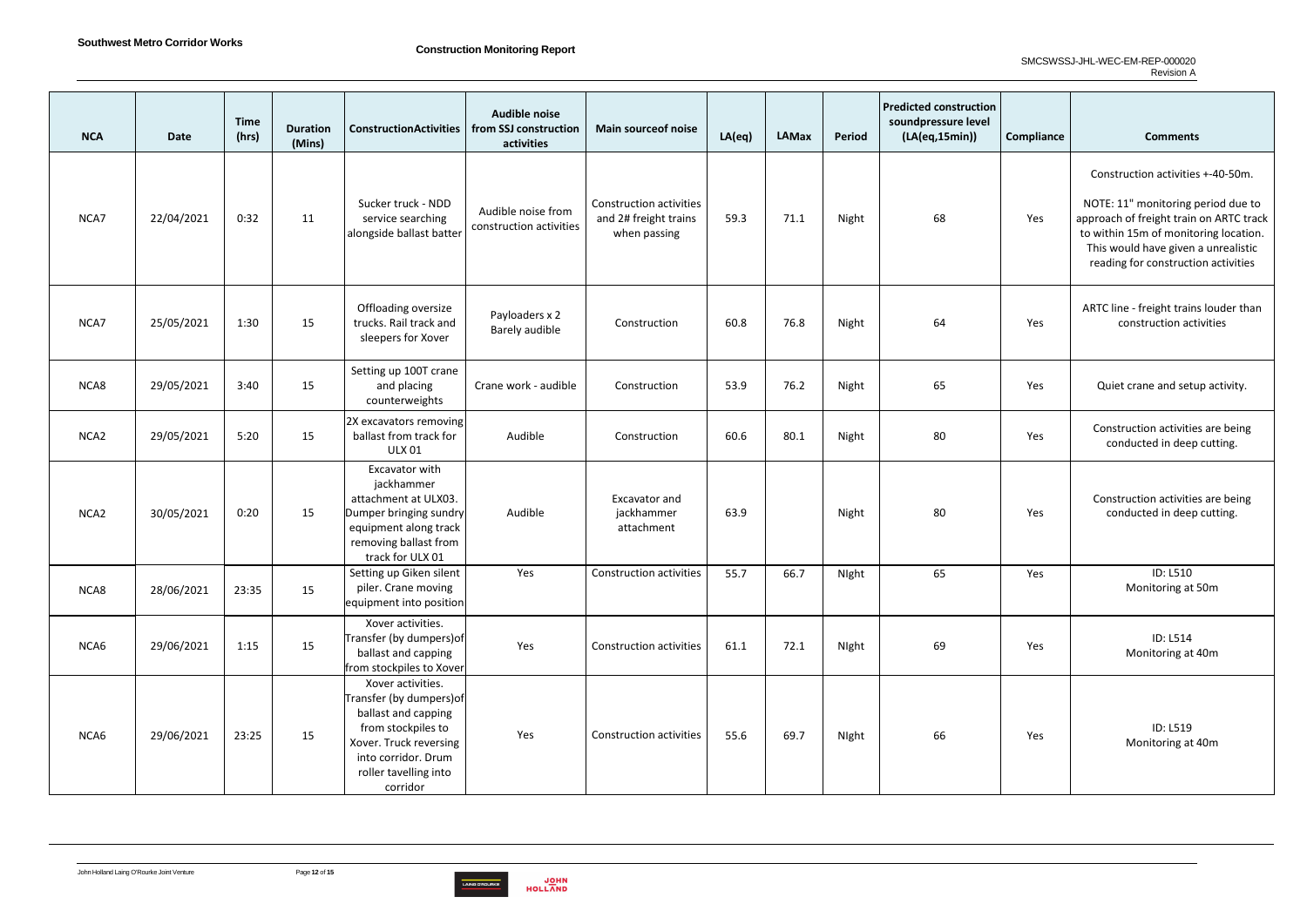| NCA | Date | Time (hrs) | Duration (Mins) | ConstructionActivities | Audible noise from SSJ construction activities | Main sourceof noise | LA(eq) | LAMax | Period | Predicted construction soundpressure level (LA(eq,15min)) | Compliance | Comments |
|---|---|---|---|---|---|---|---|---|---|---|---|---|
| NCA7 | 22/04/2021 | 0:32 | 11 | Sucker truck - NDD service searching alongside ballast batter | Audible noise from construction activities | Construction activities and 2# freight trains when passing | 59.3 | 71.1 | Night | 68 | Yes | Construction activities +-40-50m. NOTE: 11" monitoring period due to approach of freight train on ARTC track to within 15m of monitoring location. This would have given a unrealistic reading for construction activities |
| NCA7 | 25/05/2021 | 1:30 | 15 | Offloading oversize trucks. Rail track and sleepers for Xover | Payloaders x 2 Barely audible | Construction | 60.8 | 76.8 | Night | 64 | Yes | ARTC line - freight trains louder than construction activities |
| NCA8 | 29/05/2021 | 3:40 | 15 | Setting up 100T crane and placing counterweights | Crane work - audible | Construction | 53.9 | 76.2 | Night | 65 | Yes | Quiet crane and setup activity. |
| NCA2 | 29/05/2021 | 5:20 | 15 | 2X excavators removing ballast from track for ULX 01 | Audible | Construction | 60.6 | 80.1 | Night | 80 | Yes | Construction activities are being conducted in deep cutting. |
| NCA2 | 30/05/2021 | 0:20 | 15 | Excavator with jackhammer attachment at ULX03. Dumper bringing sundry equipment along track removing ballast from track for ULX 01 | Audible | Excavator and jackhammer attachment | 63.9 | | Night | 80 | Yes | Construction activities are being conducted in deep cutting. |
| NCA8 | 28/06/2021 | 23:35 | 15 | Setting up Giken silent piler. Crane moving equipment into position | Yes | Construction activities | 55.7 | 66.7 | NIght | 65 | Yes | ID: L510 Monitoring at 50m |
| NCA6 | 29/06/2021 | 1:15 | 15 | Xover activities. Transfer (by dumpers)of ballast and capping from stockpiles to Xover | Yes | Construction activities | 61.1 | 72.1 | NIght | 69 | Yes | ID: L514 Monitoring at 40m |
| NCA6 | 29/06/2021 | 23:25 | 15 | Xover activities. Transfer (by dumpers)of ballast and capping from stockpiles to Xover. Truck reversing into corridor. Drum roller tavelling into corridor | Yes | Construction activities | 55.6 | 69.7 | NIght | 66 | Yes | ID: L519 Monitoring at 40m |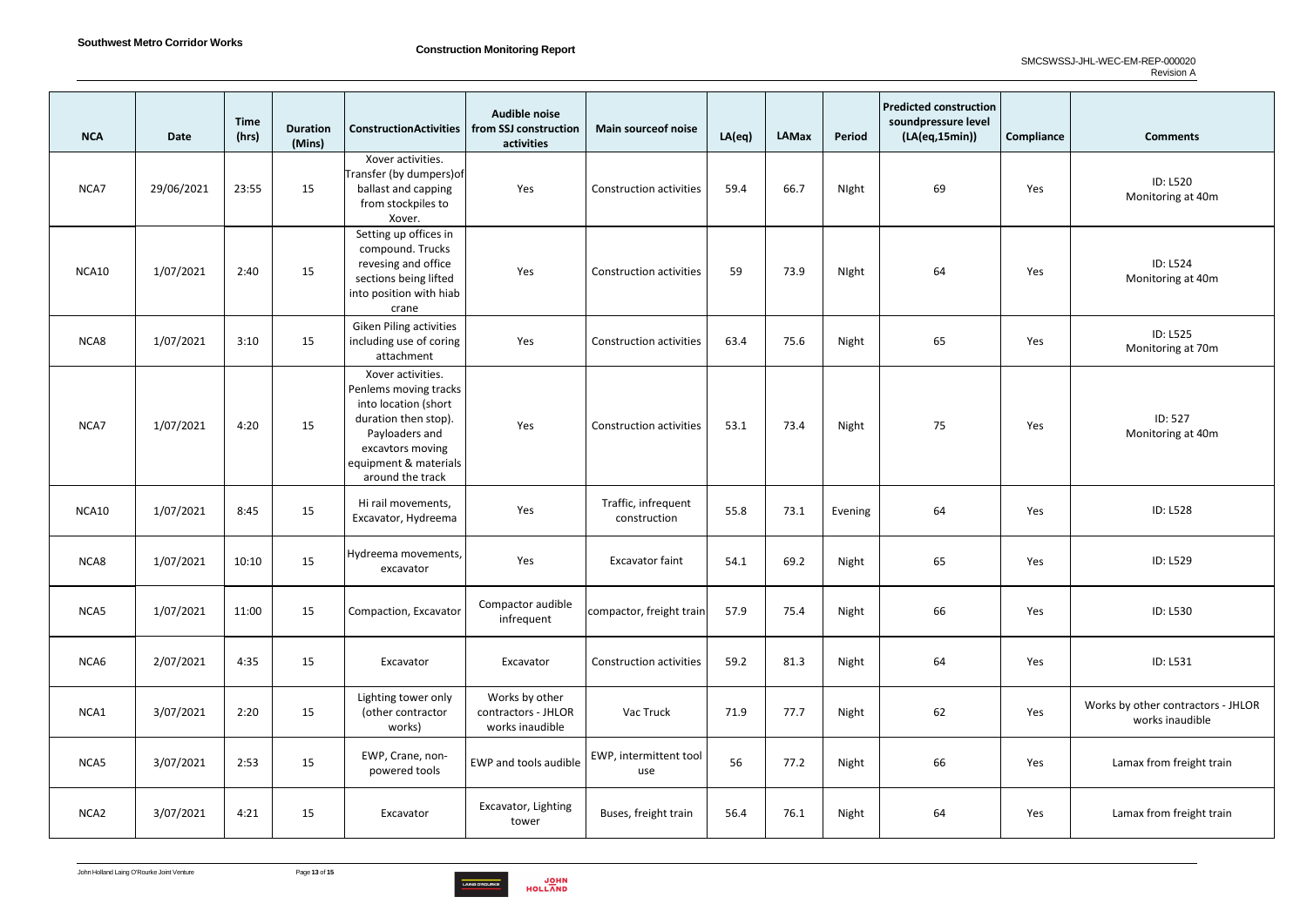| NCA | Date | Time (hrs) | Duration (Mins) | ConstructionActivities | Audible noise from SSJ construction activities | Main sourceof noise | LA(eq) | LAMax | Period | Predicted construction soundpressure level (LA(eq,15min)) | Compliance | Comments |
|---|---|---|---|---|---|---|---|---|---|---|---|---|
| NCA7 | 29/06/2021 | 23:55 | 15 | Xover activities. Transfer (by dumpers)of ballast and capping from stockpiles to Xover. | Yes | Construction activities | 59.4 | 66.7 | NIght | 69 | Yes | ID: L520 Monitoring at 40m |
| NCA10 | 1/07/2021 | 2:40 | 15 | Setting up offices in compound. Trucks revesing and office sections being lifted into position with hiab crane | Yes | Construction activities | 59 | 73.9 | NIght | 64 | Yes | ID: L524 Monitoring at 40m |
| NCA8 | 1/07/2021 | 3:10 | 15 | Giken Piling activities including use of coring attachment | Yes | Construction activities | 63.4 | 75.6 | Night | 65 | Yes | ID: L525 Monitoring at 70m |
| NCA7 | 1/07/2021 | 4:20 | 15 | Xover activities. Penlems moving tracks into location (short duration then stop). Payloaders and excavtors moving equipment & materials around the track | Yes | Construction activities | 53.1 | 73.4 | Night | 75 | Yes | ID: 527 Monitoring at 40m |
| NCA10 | 1/07/2021 | 8:45 | 15 | Hi rail movements, Excavator, Hydreema | Yes | Traffic, infrequent construction | 55.8 | 73.1 | Evening | 64 | Yes | ID: L528 |
| NCA8 | 1/07/2021 | 10:10 | 15 | Hydreema movements, excavator | Yes | Excavator faint | 54.1 | 69.2 | Night | 65 | Yes | ID: L529 |
| NCA5 | 1/07/2021 | 11:00 | 15 | Compaction, Excavator | Compactor audible infrequent | compactor, freight train | 57.9 | 75.4 | Night | 66 | Yes | ID: L530 |
| NCA6 | 2/07/2021 | 4:35 | 15 | Excavator | Excavator | Construction activities | 59.2 | 81.3 | Night | 64 | Yes | ID: L531 |
| NCA1 | 3/07/2021 | 2:20 | 15 | Lighting tower only (other contractor works) | Works by other contractors - JHLOR works inaudible | Vac Truck | 71.9 | 77.7 | Night | 62 | Yes | Works by other contractors - JHLOR works inaudible |
| NCA5 | 3/07/2021 | 2:53 | 15 | EWP, Crane, non-powered tools | EWP and tools audible | EWP, intermittent tool use | 56 | 77.2 | Night | 66 | Yes | Lamax from freight train |
| NCA2 | 3/07/2021 | 4:21 | 15 | Excavator | Excavator, Lighting tower | Buses, freight train | 56.4 | 76.1 | Night | 64 | Yes | Lamax from freight train |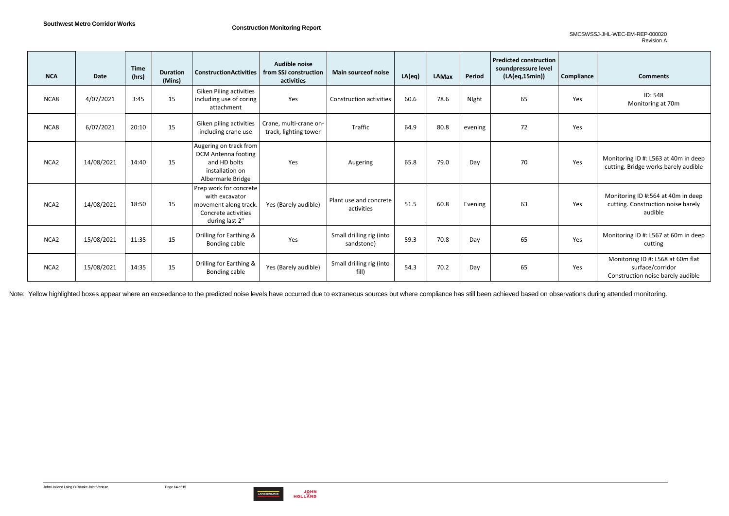| NCA | Date | Time (hrs) | Duration (Mins) | ConstructionActivities | Audible noise from SSJ construction activities | Main sourceof noise | LA(eq) | LAMax | Period | Predicted construction soundpressure level (LA(eq,15min)) | Compliance | Comments |
|---|---|---|---|---|---|---|---|---|---|---|---|---|
| NCA8 | 4/07/2021 | 3:45 | 15 | Giken Piling activities including use of coring attachment | Yes | Construction activities | 60.6 | 78.6 | NIght | 65 | Yes | ID: 548 Monitoring at 70m |
| NCA8 | 6/07/2021 | 20:10 | 15 | Giken piling activities including crane use | Crane, multi-crane on-track, lighting tower | Traffic | 64.9 | 80.8 | evening | 72 | Yes | |
| NCA2 | 14/08/2021 | 14:40 | 15 | Augering on track from DCM Antenna footing and HD bolts installation on Albermarle Bridge | Yes | Augering | 65.8 | 79.0 | Day | 70 | Yes | Monitoring ID #: L563 at 40m in deep cutting. Bridge works barely audible |
| NCA2 | 14/08/2021 | 18:50 | 15 | Prep work for concrete with excavator movement along track. Concrete activities during last 2" | Yes (Barely audible) | Plant use and concrete activities | 51.5 | 60.8 | Evening | 63 | Yes | Monitoring ID #:564 at 40m in deep cutting. Construction noise barely audible |
| NCA2 | 15/08/2021 | 11:35 | 15 | Drilling for Earthing & Bonding cable | Yes | Small drilling rig (into sandstone) | 59.3 | 70.8 | Day | 65 | Yes | Monitoring ID #: L567 at 60m in deep cutting |
| NCA2 | 15/08/2021 | 14:35 | 15 | Drilling for Earthing & Bonding cable | Yes (Barely audible) | Small drilling rig (into fill) | 54.3 | 70.2 | Day | 65 | Yes | Monitoring ID #: L568 at 60m flat surface/corridor Construction noise barely audible |

Note: Yellow highlighted boxes appear where an exceedance to the predicted noise levels have occurred due to extraneous sources but where compliance has still been achieved based on observations during attended monitoring.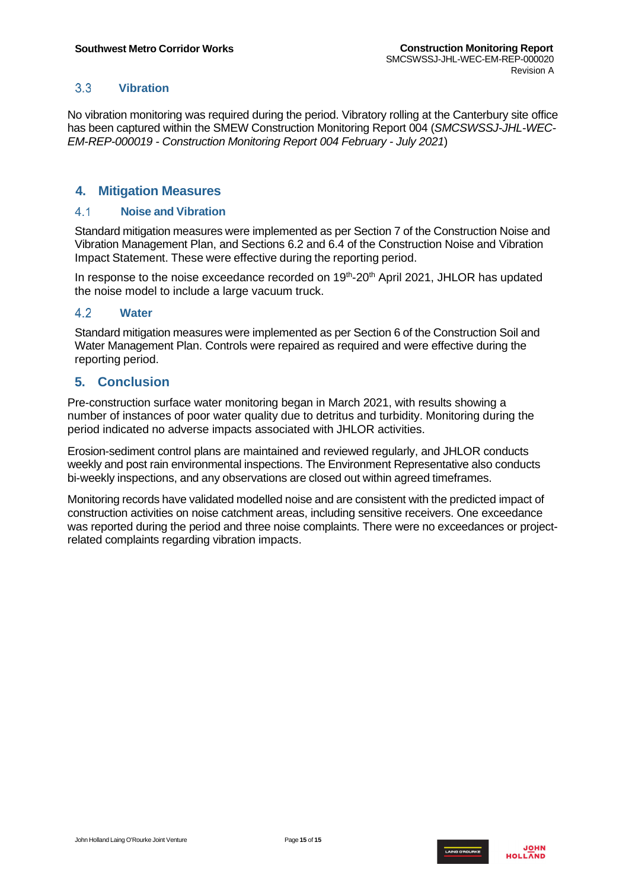### 3.3 Vibration

No vibration monitoring was required during the period. Vibratory rolling at the Canterbury site office has been captured within the SMEW Construction Monitoring Report 004 (*SMCSWSSJ-JHL-WEC-EM-REP-000019 - Construction Monitoring Report 004 February - July 2021*)

## 4. Mitigation Measures

### 4.1 Noise and Vibration

Standard mitigation measures were implemented as per Section 7 of the Construction Noise and Vibration Management Plan, and Sections 6.2 and 6.4 of the Construction Noise and Vibration Impact Statement. These were effective during the reporting period.

In response to the noise exceedance recorded on 19th-20th April 2021, JHLOR has updated the noise model to include a large vacuum truck.

### 4.2 Water

Standard mitigation measures were implemented as per Section 6 of the Construction Soil and Water Management Plan. Controls were repaired as required and were effective during the reporting period.

## 5. Conclusion

Pre-construction surface water monitoring began in March 2021, with results showing a number of instances of poor water quality due to detritus and turbidity. Monitoring during the period indicated no adverse impacts associated with JHLOR activities.

Erosion-sediment control plans are maintained and reviewed regularly, and JHLOR conducts weekly and post rain environmental inspections. The Environment Representative also conducts bi-weekly inspections, and any observations are closed out within agreed timeframes.

Monitoring records have validated modelled noise and are consistent with the predicted impact of construction activities on noise catchment areas, including sensitive receivers. One exceedance was reported during the period and three noise complaints. There were no exceedances or project-related complaints regarding vibration impacts.